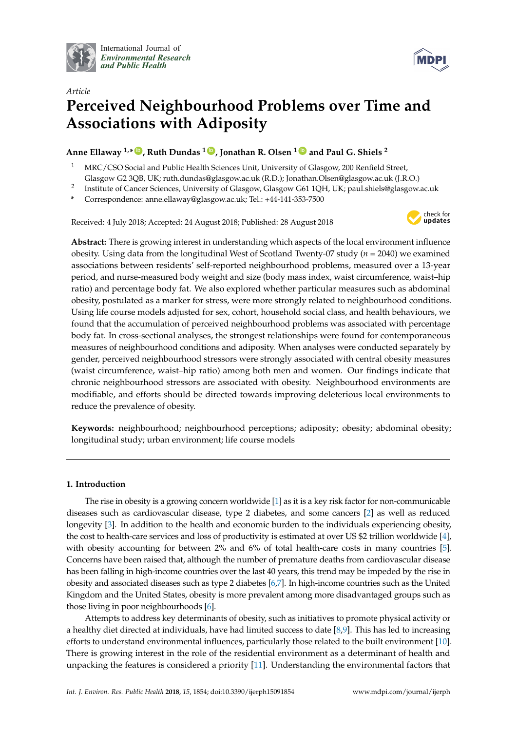*Article*

# Perceived Neighbourhood Problems over Time and Associations with Adiposity

**Anne Ellaway [1,*], Ruth Dundas [1], Jonathan R. Olsen [1] and Paul G. Shiels [2]**

[1] MRC/CSO Social and Public Health Sciences Unit, University of Glasgow, 200 Renfield Street, Glasgow G2 3QB, UK; ruth.dundas@glasgow.ac.uk (R.D.); Jonathan.Olsen@glasgow.ac.uk (J.R.O.)

[2] Institute of Cancer Sciences, University of Glasgow, Glasgow G61 1QH, UK; paul.shiels@glasgow.ac.uk

\* Correspondence: anne.ellaway@glasgow.ac.uk; Tel.: +44-141-353-7500

Received: 4 July 2018; Accepted: 24 August 2018; Published: 28 August 2018

**Abstract:** There is growing interest in understanding which aspects of the local environment influence obesity. Using data from the longitudinal West of Scotland Twenty-07 study ($n$ = 2040) we examined associations between residents' self-reported neighbourhood problems, measured over a 13-year period, and nurse-measured body weight and size (body mass index, waist circumference, waist–hip ratio) and percentage body fat. We also explored whether particular measures such as abdominal obesity, postulated as a marker for stress, were more strongly related to neighbourhood conditions. Using life course models adjusted for sex, cohort, household social class, and health behaviours, we found that the accumulation of perceived neighbourhood problems was associated with percentage body fat. In cross-sectional analyses, the strongest relationships were found for contemporaneous measures of neighbourhood conditions and adiposity. When analyses were conducted separately by gender, perceived neighbourhood stressors were strongly associated with central obesity measures (waist circumference, waist–hip ratio) among both men and women. Our findings indicate that chronic neighbourhood stressors are associated with obesity. Neighbourhood environments are modifiable, and efforts should be directed towards improving deleterious local environments to reduce the prevalence of obesity.

**Keywords:** neighbourhood; neighbourhood perceptions; adiposity; obesity; abdominal obesity; longitudinal study; urban environment; life course models

## 1. Introduction

The rise in obesity is a growing concern worldwide [1] as it is a key risk factor for non-communicable diseases such as cardiovascular disease, type 2 diabetes, and some cancers [2] as well as reduced longevity [3]. In addition to the health and economic burden to the individuals experiencing obesity, the cost to health-care services and loss of productivity is estimated at over US $2 trillion worldwide [4], with obesity accounting for between 2% and 6% of total health-care costs in many countries [5]. Concerns have been raised that, although the number of premature deaths from cardiovascular disease has been falling in high-income countries over the last 40 years, this trend may be impeded by the rise in obesity and associated diseases such as type 2 diabetes [6,7]. In high-income countries such as the United Kingdom and the United States, obesity is more prevalent among more disadvantaged groups such as those living in poor neighbourhoods [6].

Attempts to address key determinants of obesity, such as initiatives to promote physical activity or a healthy diet directed at individuals, have had limited success to date [8,9]. This has led to increasing efforts to understand environmental influences, particularly those related to the built environment [10]. There is growing interest in the role of the residential environment as a determinant of health and unpacking the features is considered a priority [11]. Understanding the environmental factors that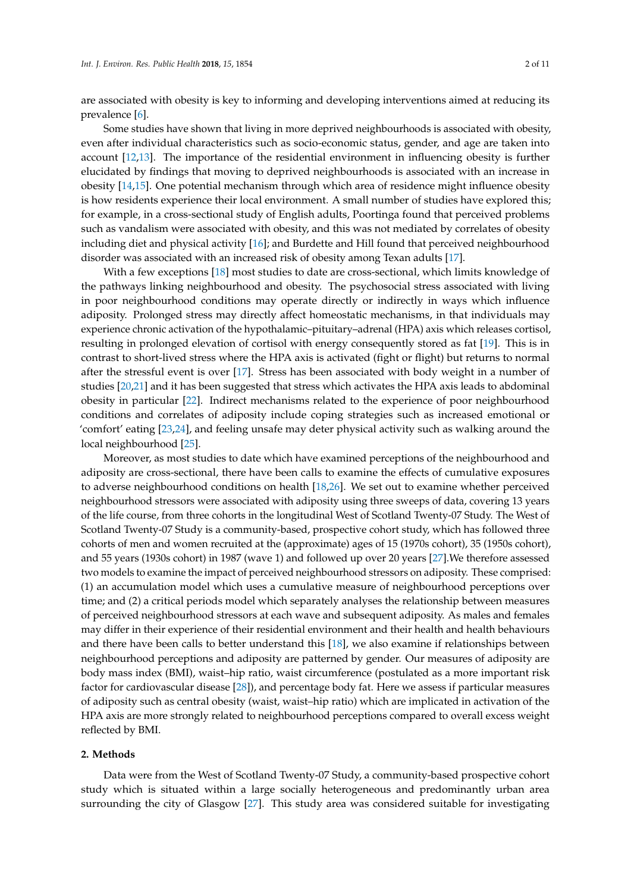are associated with obesity is key to informing and developing interventions aimed at reducing its prevalence [6].

Some studies have shown that living in more deprived neighbourhoods is associated with obesity, even after individual characteristics such as socio-economic status, gender, and age are taken into account [12,13]. The importance of the residential environment in influencing obesity is further elucidated by findings that moving to deprived neighbourhoods is associated with an increase in obesity [14,15]. One potential mechanism through which area of residence might influence obesity is how residents experience their local environment. A small number of studies have explored this; for example, in a cross-sectional study of English adults, Poortinga found that perceived problems such as vandalism were associated with obesity, and this was not mediated by correlates of obesity including diet and physical activity [16]; and Burdette and Hill found that perceived neighbourhood disorder was associated with an increased risk of obesity among Texan adults [17].

With a few exceptions [18] most studies to date are cross-sectional, which limits knowledge of the pathways linking neighbourhood and obesity. The psychosocial stress associated with living in poor neighbourhood conditions may operate directly or indirectly in ways which influence adiposity. Prolonged stress may directly affect homeostatic mechanisms, in that individuals may experience chronic activation of the hypothalamic–pituitary–adrenal (HPA) axis which releases cortisol, resulting in prolonged elevation of cortisol with energy consequently stored as fat [19]. This is in contrast to short-lived stress where the HPA axis is activated (fight or flight) but returns to normal after the stressful event is over [17]. Stress has been associated with body weight in a number of studies [20,21] and it has been suggested that stress which activates the HPA axis leads to abdominal obesity in particular [22]. Indirect mechanisms related to the experience of poor neighbourhood conditions and correlates of adiposity include coping strategies such as increased emotional or 'comfort' eating [23,24], and feeling unsafe may deter physical activity such as walking around the local neighbourhood [25].

Moreover, as most studies to date which have examined perceptions of the neighbourhood and adiposity are cross-sectional, there have been calls to examine the effects of cumulative exposures to adverse neighbourhood conditions on health [18,26]. We set out to examine whether perceived neighbourhood stressors were associated with adiposity using three sweeps of data, covering 13 years of the life course, from three cohorts in the longitudinal West of Scotland Twenty-07 Study. The West of Scotland Twenty-07 Study is a community-based, prospective cohort study, which has followed three cohorts of men and women recruited at the (approximate) ages of 15 (1970s cohort), 35 (1950s cohort), and 55 years (1930s cohort) in 1987 (wave 1) and followed up over 20 years [27].We therefore assessed two models to examine the impact of perceived neighbourhood stressors on adiposity. These comprised: (1) an accumulation model which uses a cumulative measure of neighbourhood perceptions over time; and (2) a critical periods model which separately analyses the relationship between measures of perceived neighbourhood stressors at each wave and subsequent adiposity. As males and females may differ in their experience of their residential environment and their health and health behaviours and there have been calls to better understand this [18], we also examine if relationships between neighbourhood perceptions and adiposity are patterned by gender. Our measures of adiposity are body mass index (BMI), waist–hip ratio, waist circumference (postulated as a more important risk factor for cardiovascular disease [28]), and percentage body fat. Here we assess if particular measures of adiposity such as central obesity (waist, waist–hip ratio) which are implicated in activation of the HPA axis are more strongly related to neighbourhood perceptions compared to overall excess weight reflected by BMI.

## 2. Methods

Data were from the West of Scotland Twenty-07 Study, a community-based prospective cohort study which is situated within a large socially heterogeneous and predominantly urban area surrounding the city of Glasgow [27]. This study area was considered suitable for investigating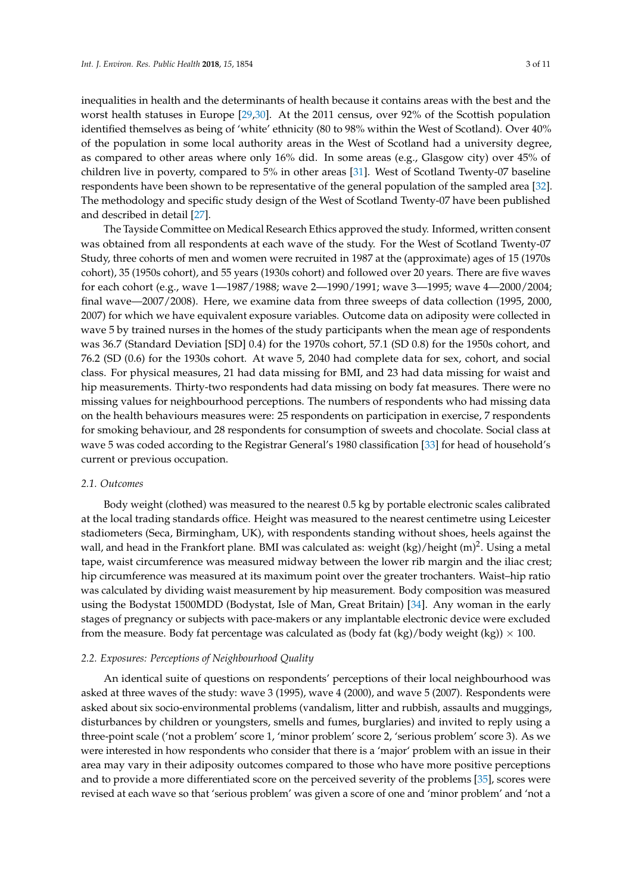inequalities in health and the determinants of health because it contains areas with the best and the worst health statuses in Europe [29,30]. At the 2011 census, over 92% of the Scottish population identified themselves as being of 'white' ethnicity (80 to 98% within the West of Scotland). Over 40% of the population in some local authority areas in the West of Scotland had a university degree, as compared to other areas where only 16% did. In some areas (e.g., Glasgow city) over 45% of children live in poverty, compared to 5% in other areas [31]. West of Scotland Twenty-07 baseline respondents have been shown to be representative of the general population of the sampled area [32]. The methodology and specific study design of the West of Scotland Twenty-07 have been published and described in detail [27].

The Tayside Committee on Medical Research Ethics approved the study. Informed, written consent was obtained from all respondents at each wave of the study. For the West of Scotland Twenty-07 Study, three cohorts of men and women were recruited in 1987 at the (approximate) ages of 15 (1970s cohort), 35 (1950s cohort), and 55 years (1930s cohort) and followed over 20 years. There are five waves for each cohort (e.g., wave 1—1987/1988; wave 2—1990/1991; wave 3—1995; wave 4—2000/2004; final wave—2007/2008). Here, we examine data from three sweeps of data collection (1995, 2000, 2007) for which we have equivalent exposure variables. Outcome data on adiposity were collected in wave 5 by trained nurses in the homes of the study participants when the mean age of respondents was 36.7 (Standard Deviation [SD] 0.4) for the 1970s cohort, 57.1 (SD 0.8) for the 1950s cohort, and 76.2 (SD (0.6) for the 1930s cohort. At wave 5, 2040 had complete data for sex, cohort, and social class. For physical measures, 21 had data missing for BMI, and 23 had data missing for waist and hip measurements. Thirty-two respondents had data missing on body fat measures. There were no missing values for neighbourhood perceptions. The numbers of respondents who had missing data on the health behaviours measures were: 25 respondents on participation in exercise, 7 respondents for smoking behaviour, and 28 respondents for consumption of sweets and chocolate. Social class at wave 5 was coded according to the Registrar General's 1980 classification [33] for head of household's current or previous occupation.

### 2.1. Outcomes

Body weight (clothed) was measured to the nearest 0.5 kg by portable electronic scales calibrated at the local trading standards office. Height was measured to the nearest centimetre using Leicester stadiometers (Seca, Birmingham, UK), with respondents standing without shoes, heels against the wall, and head in the Frankfort plane. BMI was calculated as: weight (kg)/height (m)$^2$. Using a metal tape, waist circumference was measured midway between the lower rib margin and the iliac crest; hip circumference was measured at its maximum point over the greater trochanters. Waist–hip ratio was calculated by dividing waist measurement by hip measurement. Body composition was measured using the Bodystat 1500MDD (Bodystat, Isle of Man, Great Britain) [34]. Any woman in the early stages of pregnancy or subjects with pace-makers or any implantable electronic device were excluded from the measure. Body fat percentage was calculated as (body fat (kg)/body weight (kg)) $\times$ 100.

### 2.2. Exposures: Perceptions of Neighbourhood Quality

An identical suite of questions on respondents' perceptions of their local neighbourhood was asked at three waves of the study: wave 3 (1995), wave 4 (2000), and wave 5 (2007). Respondents were asked about six socio-environmental problems (vandalism, litter and rubbish, assaults and muggings, disturbances by children or youngsters, smells and fumes, burglaries) and invited to reply using a three-point scale ('not a problem' score 1, 'minor problem' score 2, 'serious problem' score 3). As we were interested in how respondents who consider that there is a 'major' problem with an issue in their area may vary in their adiposity outcomes compared to those who have more positive perceptions and to provide a more differentiated score on the perceived severity of the problems [35], scores were revised at each wave so that 'serious problem' was given a score of one and 'minor problem' and 'not a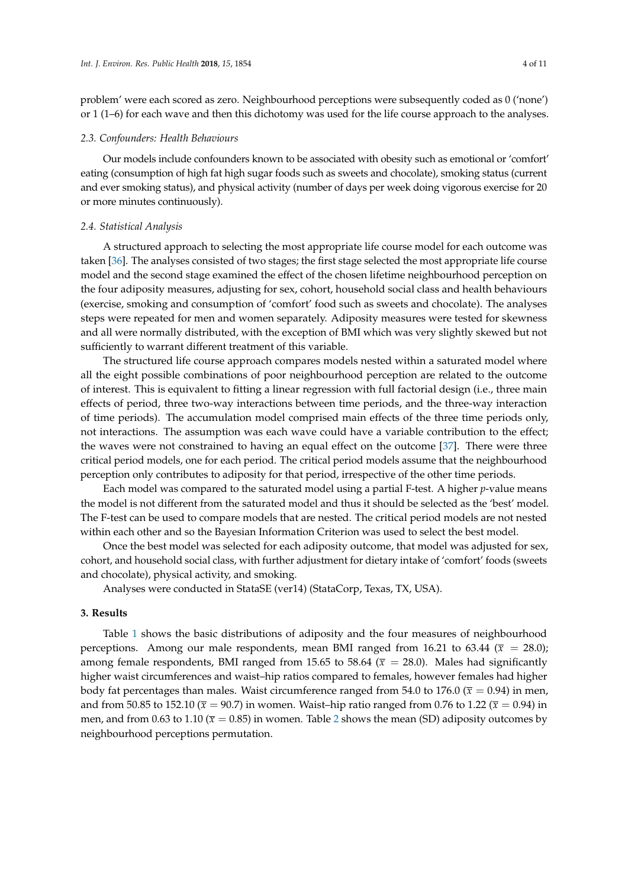problem' were each scored as zero. Neighbourhood perceptions were subsequently coded as 0 ('none') or 1 (1–6) for each wave and then this dichotomy was used for the life course approach to the analyses.

### 2.3. Confounders: Health Behaviours

Our models include confounders known to be associated with obesity such as emotional or 'comfort' eating (consumption of high fat high sugar foods such as sweets and chocolate), smoking status (current and ever smoking status), and physical activity (number of days per week doing vigorous exercise for 20 or more minutes continuously).

### 2.4. Statistical Analysis

A structured approach to selecting the most appropriate life course model for each outcome was taken [36]. The analyses consisted of two stages; the first stage selected the most appropriate life course model and the second stage examined the effect of the chosen lifetime neighbourhood perception on the four adiposity measures, adjusting for sex, cohort, household social class and health behaviours (exercise, smoking and consumption of 'comfort' food such as sweets and chocolate). The analyses steps were repeated for men and women separately. Adiposity measures were tested for skewness and all were normally distributed, with the exception of BMI which was very slightly skewed but not sufficiently to warrant different treatment of this variable.

The structured life course approach compares models nested within a saturated model where all the eight possible combinations of poor neighbourhood perception are related to the outcome of interest. This is equivalent to fitting a linear regression with full factorial design (i.e., three main effects of period, three two-way interactions between time periods, and the three-way interaction of time periods). The accumulation model comprised main effects of the three time periods only, not interactions. The assumption was each wave could have a variable contribution to the effect; the waves were not constrained to having an equal effect on the outcome [37]. There were three critical period models, one for each period. The critical period models assume that the neighbourhood perception only contributes to adiposity for that period, irrespective of the other time periods.

Each model was compared to the saturated model using a partial F-test. A higher *p*-value means the model is not different from the saturated model and thus it should be selected as the 'best' model. The F-test can be used to compare models that are nested. The critical period models are not nested within each other and so the Bayesian Information Criterion was used to select the best model.

Once the best model was selected for each adiposity outcome, that model was adjusted for sex, cohort, and household social class, with further adjustment for dietary intake of 'comfort' foods (sweets and chocolate), physical activity, and smoking.

Analyses were conducted in StataSE (ver14) (StataCorp, Texas, TX, USA).

## 3. Results

Table 1 shows the basic distributions of adiposity and the four measures of neighbourhood perceptions. Among our male respondents, mean BMI ranged from 16.21 to 63.44 ($\bar{x} = 28.0$); among female respondents, BMI ranged from 15.65 to 58.64 ($\bar{x} = 28.0$). Males had significantly higher waist circumferences and waist–hip ratios compared to females, however females had higher body fat percentages than males. Waist circumference ranged from 54.0 to 176.0 ($\bar{x} = 0.94$) in men, and from 50.85 to 152.10 ($\bar{x} = 90.7$) in women. Waist–hip ratio ranged from 0.76 to 1.22 ($\bar{x} = 0.94$) in men, and from 0.63 to 1.10 ($\bar{x} = 0.85$) in women. Table 2 shows the mean (SD) adiposity outcomes by neighbourhood perceptions permutation.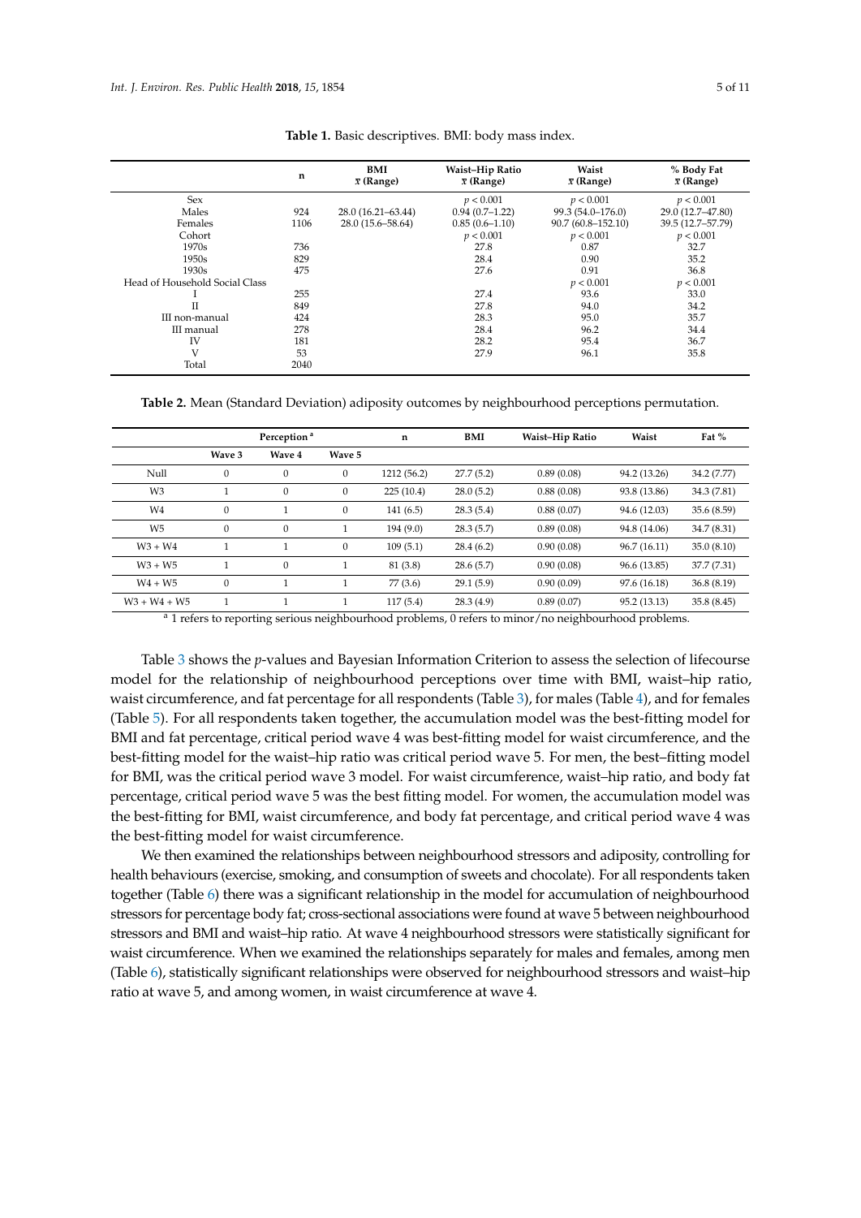**Table 1.** Basic descriptives. BMI: body mass index.

| | n | BMI $\bar{x}$ (Range) | Waist–Hip Ratio $\bar{x}$ (Range) | Waist $\bar{x}$ (Range) | % Body Fat $\bar{x}$ (Range) |
|---|---|---|---|---|---|
| Sex | | | $p < 0.001$ | $p < 0.001$ | $p < 0.001$ |
| Males | 924 | 28.0 (16.21–63.44) | 0.94 (0.7–1.22) | 99.3 (54.0–176.0) | 29.0 (12.7–47.80) |
| Females | 1106 | 28.0 (15.6–58.64) | 0.85 (0.6–1.10) | 90.7 (60.8–152.10) | 39.5 (12.7–57.79) |
| Cohort | | | $p < 0.001$ | $p < 0.001$ | $p < 0.001$ |
| 1970s | 736 | | 27.8 | 0.87 | 32.7 |
| 1950s | 829 | | 28.4 | 0.90 | 35.2 |
| 1930s | 475 | | 27.6 | 0.91 | 36.8 |
| Head of Household Social Class | | | | $p < 0.001$ | $p < 0.001$ |
| I | 255 | | 27.4 | 93.6 | 33.0 |
| II | 849 | | 27.8 | 94.0 | 34.2 |
| III non-manual | 424 | | 28.3 | 95.0 | 35.7 |
| III manual | 278 | | 28.4 | 96.2 | 34.4 |
| IV | 181 | | 28.2 | 95.4 | 36.7 |
| V | 53 | | 27.9 | 96.1 | 35.8 |
| Total | 2040 | | | | |

**Table 2.** Mean (Standard Deviation) adiposity outcomes by neighbourhood perceptions permutation.

| | Perception [a] | | | n | BMI | Waist–Hip Ratio | Waist | Fat % |
|---|---|---|---|---|---|---|---|---|
| | Wave 3 | Wave 4 | Wave 5 | | | | | |
| Null | 0 | 0 | 0 | 1212 (56.2) | 27.7 (5.2) | 0.89 (0.08) | 94.2 (13.26) | 34.2 (7.77) |
| W3 | 1 | 0 | 0 | 225 (10.4) | 28.0 (5.2) | 0.88 (0.08) | 93.8 (13.86) | 34.3 (7.81) |
| W4 | 0 | 1 | 0 | 141 (6.5) | 28.3 (5.4) | 0.88 (0.07) | 94.6 (12.03) | 35.6 (8.59) |
| W5 | 0 | 0 | 1 | 194 (9.0) | 28.3 (5.7) | 0.89 (0.08) | 94.8 (14.06) | 34.7 (8.31) |
| W3 + W4 | 1 | 1 | 0 | 109 (5.1) | 28.4 (6.2) | 0.90 (0.08) | 96.7 (16.11) | 35.0 (8.10) |
| W3 + W5 | 1 | 0 | 1 | 81 (3.8) | 28.6 (5.7) | 0.90 (0.08) | 96.6 (13.85) | 37.7 (7.31) |
| W4 + W5 | 0 | 1 | 1 | 77 (3.6) | 29.1 (5.9) | 0.90 (0.09) | 97.6 (16.18) | 36.8 (8.19) |
| W3 + W4 + W5 | 1 | 1 | 1 | 117 (5.4) | 28.3 (4.9) | 0.89 (0.07) | 95.2 (13.13) | 35.8 (8.45) |

[a] 1 refers to reporting serious neighbourhood problems, 0 refers to minor/no neighbourhood problems.

Table 3 shows the *p*-values and Bayesian Information Criterion to assess the selection of lifecourse model for the relationship of neighbourhood perceptions over time with BMI, waist–hip ratio, waist circumference, and fat percentage for all respondents (Table 3), for males (Table 4), and for females (Table 5). For all respondents taken together, the accumulation model was the best-fitting model for BMI and fat percentage, critical period wave 4 was best-fitting model for waist circumference, and the best-fitting model for the waist–hip ratio was critical period wave 5. For men, the best–fitting model for BMI, was the critical period wave 3 model. For waist circumference, waist–hip ratio, and body fat percentage, critical period wave 5 was the best fitting model. For women, the accumulation model was the best-fitting for BMI, waist circumference, and body fat percentage, and critical period wave 4 was the best-fitting model for waist circumference.

We then examined the relationships between neighbourhood stressors and adiposity, controlling for health behaviours (exercise, smoking, and consumption of sweets and chocolate). For all respondents taken together (Table 6) there was a significant relationship in the model for accumulation of neighbourhood stressors for percentage body fat; cross-sectional associations were found at wave 5 between neighbourhood stressors and BMI and waist–hip ratio. At wave 4 neighbourhood stressors were statistically significant for waist circumference. When we examined the relationships separately for males and females, among men (Table 6), statistically significant relationships were observed for neighbourhood stressors and waist–hip ratio at wave 5, and among women, in waist circumference at wave 4.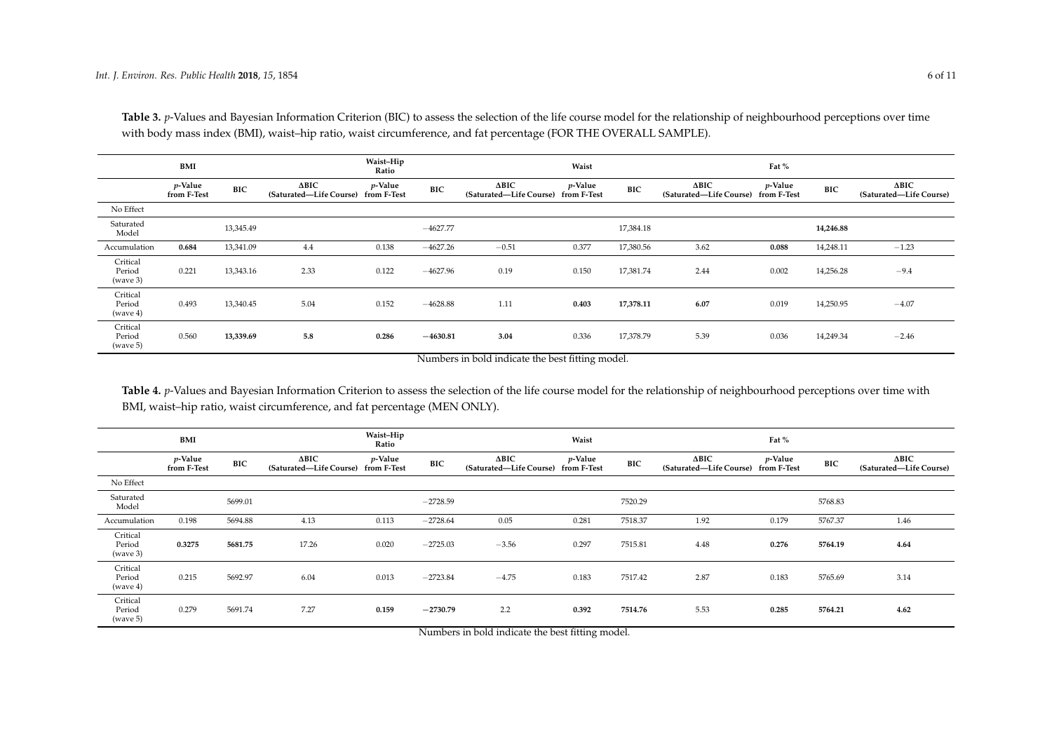**Table 3.** *p*-Values and Bayesian Information Criterion (BIC) to assess the selection of the life course model for the relationship of neighbourhood perceptions over time with body mass index (BMI), waist–hip ratio, waist circumference, and fat percentage (FOR THE OVERALL SAMPLE).

| | BMI | | | Waist–Hip Ratio | | | Waist | | | Fat % | | |
|---|---|---|---|---|---|---|---|---|---|---|---|---|
| | *p*-Value from F-Test | BIC | ΔBIC (Saturated—Life Course) | *p*-Value from F-Test | BIC | ΔBIC (Saturated—Life Course) | *p*-Value from F-Test | BIC | ΔBIC (Saturated—Life Course) | *p*-Value from F-Test | BIC | ΔBIC (Saturated—Life Course) |
| No Effect | | | | | | | | | | | | |
| Saturated Model | | 13,345.49 | | | −4627.77 | | | 17,384.18 | | | **14,246.88** | |
| Accumulation | **0.684** | 13,341.09 | 4.4 | 0.138 | −4627.26 | −0.51 | 0.377 | 17,380.56 | 3.62 | **0.088** | 14,248.11 | −1.23 |
| Critical Period (wave 3) | 0.221 | 13,343.16 | 2.33 | 0.122 | −4627.96 | 0.19 | 0.150 | 17,381.74 | 2.44 | 0.002 | 14,256.28 | −9.4 |
| Critical Period (wave 4) | 0.493 | 13,340.45 | 5.04 | 0.152 | −4628.88 | 1.11 | **0.403** | **17,378.11** | **6.07** | 0.019 | 14,250.95 | −4.07 |
| Critical Period (wave 5) | 0.560 | **13,339.69** | **5.8** | **0.286** | **−4630.81** | **3.04** | 0.336 | 17,378.79 | 5.39 | 0.036 | 14,249.34 | −2.46 |

Numbers in bold indicate the best fitting model.

**Table 4.** *p*-Values and Bayesian Information Criterion to assess the selection of the life course model for the relationship of neighbourhood perceptions over time with BMI, waist–hip ratio, waist circumference, and fat percentage (MEN ONLY).

| | BMI | | | Waist–Hip Ratio | | | Waist | | | Fat % | | |
|---|---|---|---|---|---|---|---|---|---|---|---|---|
| | *p*-Value from F-Test | BIC | ΔBIC (Saturated—Life Course) | *p*-Value from F-Test | BIC | ΔBIC (Saturated—Life Course) | *p*-Value from F-Test | BIC | ΔBIC (Saturated—Life Course) | *p*-Value from F-Test | BIC | ΔBIC (Saturated—Life Course) |
| No Effect | | | | | | | | | | | | |
| Saturated Model | | 5699.01 | | | −2728.59 | | | 7520.29 | | | 5768.83 | |
| Accumulation | 0.198 | 5694.88 | 4.13 | 0.113 | −2728.64 | 0.05 | 0.281 | 7518.37 | 1.92 | 0.179 | 5767.37 | 1.46 |
| Critical Period (wave 3) | **0.3275** | **5681.75** | 17.26 | 0.020 | −2725.03 | −3.56 | 0.297 | 7515.81 | 4.48 | **0.276** | **5764.19** | **4.64** |
| Critical Period (wave 4) | 0.215 | 5692.97 | 6.04 | 0.013 | −2723.84 | −4.75 | 0.183 | 7517.42 | 2.87 | 0.183 | 5765.69 | 3.14 |
| Critical Period (wave 5) | 0.279 | 5691.74 | 7.27 | **0.159** | **−2730.79** | 2.2 | **0.392** | **7514.76** | 5.53 | **0.285** | **5764.21** | **4.62** |

Numbers in bold indicate the best fitting model.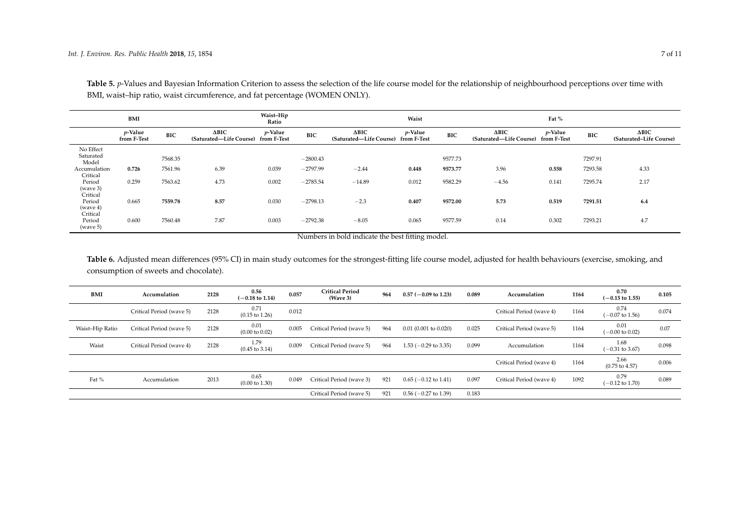**Table 5.** *p*-Values and Bayesian Information Criterion to assess the selection of the life course model for the relationship of neighbourhood perceptions over time with BMI, waist–hip ratio, waist circumference, and fat percentage (WOMEN ONLY).

| | BMI | | | Waist–Hip Ratio | | | Waist | | | Fat % | | |
|---|---|---|---|---|---|---|---|---|---|---|---|---|
| | *p*-Value from F-Test | BIC | ΔBIC (Saturated—Life Course) | *p*-Value from F-Test | BIC | ΔBIC (Saturated—Life Course) | *p*-Value from F-Test | BIC | ΔBIC (Saturated—Life Course) | *p*-Value from F-Test | BIC | ΔBIC (Saturated–Life Course) |
| No Effect Saturated Model | | 7568.35 | | | −2800.43 | | | 9577.73 | | | 7297.91 | |
| Accumulation | **0.726** | 7561.96 | 6.39 | 0.039 | −2797.99 | −2.44 | **0.448** | **9573.77** | 3.96 | **0.558** | 7293.58 | 4.33 |
| Critical Period (wave 3) | 0.259 | 7563.62 | 4.73 | 0.002 | −2785.54 | −14.89 | 0.012 | 9582.29 | −4.56 | 0.141 | 7295.74 | 2.17 |
| Critical Period (wave 4) | 0.665 | **7559.78** | **8.57** | 0.030 | −2798.13 | −2.3 | **0.407** | **9572.00** | **5.73** | **0.519** | **7291.51** | **6.4** |
| Critical Period (wave 5) | 0.600 | 7560.48 | 7.87 | 0.003 | −2792.38 | −8.05 | 0.065 | 9577.59 | 0.14 | 0.302 | 7293.21 | 4.7 |

Numbers in bold indicate the best fitting model.

**Table 6.** Adjusted mean differences (95% CI) in main study outcomes for the strongest-fitting life course model, adjusted for health behaviours (exercise, smoking, and consumption of sweets and chocolate).

| **BMI** | **Accumulation** | **2128** | **0.56 (−0.18 to 1.14)** | **0.057** | **Critical Period (Wave 3)** | **964** | **0.57 (−0.09 to 1.23)** | **0.089** | **Accumulation** | **1164** | **0.70 (−0.15 to 1.55)** | **0.105** |
|---|---|---|---|---|---|---|---|---|---|---|---|---|
| | Critical Period (wave 5) | 2128 | 0.71 (0.15 to 1.26) | 0.012 | | | | | Critical Period (wave 4) | 1164 | 0.74 (−0.07 to 1.56) | 0.074 |
| Waist–Hip Ratio | Critical Period (wave 5) | 2128 | 0.01 (0.00 to 0.02) | 0.005 | Critical Period (wave 5) | 964 | 0.01 (0.001 to 0.020) | 0.025 | Critical Period (wave 5) | 1164 | 0.01 (−0.00 to 0.02) | 0.07 |
| Waist | Critical Period (wave 4) | 2128 | 1.79 (0.45 to 3.14) | 0.009 | Critical Period (wave 5) | 964 | 1.53 (−0.29 to 3.35) | 0.099 | Accumulation | 1164 | 1.68 (−0.31 to 3.67) | 0.098 |
| | | | | | | | | | Critical Period (wave 4) | 1164 | 2.66 (0.75 to 4.57) | 0.006 |
| Fat % | Accumulation | 2013 | 0.65 (0.00 to 1.30) | 0.049 | Critical Period (wave 3) | 921 | 0.65 (−0.12 to 1.41) | 0.097 | Critical Period (wave 4) | 1092 | 0.79 (−0.12 to 1.70) | 0.089 |
| | | | | | Critical Period (wave 5) | 921 | 0.56 (−0.27 to 1.39) | 0.183 | | | | |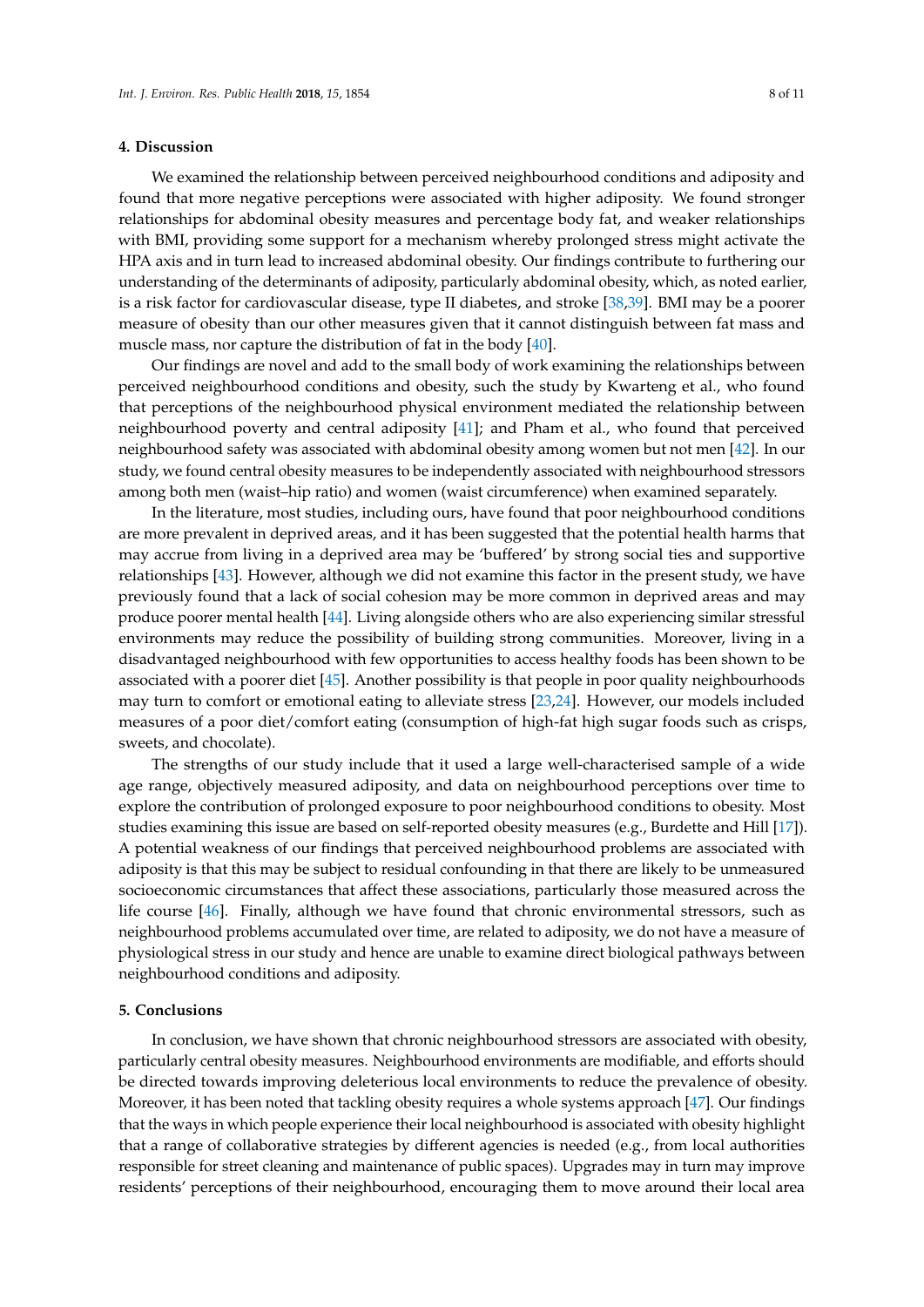## 4. Discussion

We examined the relationship between perceived neighbourhood conditions and adiposity and found that more negative perceptions were associated with higher adiposity. We found stronger relationships for abdominal obesity measures and percentage body fat, and weaker relationships with BMI, providing some support for a mechanism whereby prolonged stress might activate the HPA axis and in turn lead to increased abdominal obesity. Our findings contribute to furthering our understanding of the determinants of adiposity, particularly abdominal obesity, which, as noted earlier, is a risk factor for cardiovascular disease, type II diabetes, and stroke [38,39]. BMI may be a poorer measure of obesity than our other measures given that it cannot distinguish between fat mass and muscle mass, nor capture the distribution of fat in the body [40].

Our findings are novel and add to the small body of work examining the relationships between perceived neighbourhood conditions and obesity, such the study by Kwarteng et al., who found that perceptions of the neighbourhood physical environment mediated the relationship between neighbourhood poverty and central adiposity [41]; and Pham et al., who found that perceived neighbourhood safety was associated with abdominal obesity among women but not men [42]. In our study, we found central obesity measures to be independently associated with neighbourhood stressors among both men (waist–hip ratio) and women (waist circumference) when examined separately.

In the literature, most studies, including ours, have found that poor neighbourhood conditions are more prevalent in deprived areas, and it has been suggested that the potential health harms that may accrue from living in a deprived area may be 'buffered' by strong social ties and supportive relationships [43]. However, although we did not examine this factor in the present study, we have previously found that a lack of social cohesion may be more common in deprived areas and may produce poorer mental health [44]. Living alongside others who are also experiencing similar stressful environments may reduce the possibility of building strong communities. Moreover, living in a disadvantaged neighbourhood with few opportunities to access healthy foods has been shown to be associated with a poorer diet [45]. Another possibility is that people in poor quality neighbourhoods may turn to comfort or emotional eating to alleviate stress [23,24]. However, our models included measures of a poor diet/comfort eating (consumption of high-fat high sugar foods such as crisps, sweets, and chocolate).

The strengths of our study include that it used a large well-characterised sample of a wide age range, objectively measured adiposity, and data on neighbourhood perceptions over time to explore the contribution of prolonged exposure to poor neighbourhood conditions to obesity. Most studies examining this issue are based on self-reported obesity measures (e.g., Burdette and Hill [17]). A potential weakness of our findings that perceived neighbourhood problems are associated with adiposity is that this may be subject to residual confounding in that there are likely to be unmeasured socioeconomic circumstances that affect these associations, particularly those measured across the life course [46]. Finally, although we have found that chronic environmental stressors, such as neighbourhood problems accumulated over time, are related to adiposity, we do not have a measure of physiological stress in our study and hence are unable to examine direct biological pathways between neighbourhood conditions and adiposity.

## 5. Conclusions

In conclusion, we have shown that chronic neighbourhood stressors are associated with obesity, particularly central obesity measures. Neighbourhood environments are modifiable, and efforts should be directed towards improving deleterious local environments to reduce the prevalence of obesity. Moreover, it has been noted that tackling obesity requires a whole systems approach [47]. Our findings that the ways in which people experience their local neighbourhood is associated with obesity highlight that a range of collaborative strategies by different agencies is needed (e.g., from local authorities responsible for street cleaning and maintenance of public spaces). Upgrades may in turn may improve residents' perceptions of their neighbourhood, encouraging them to move around their local area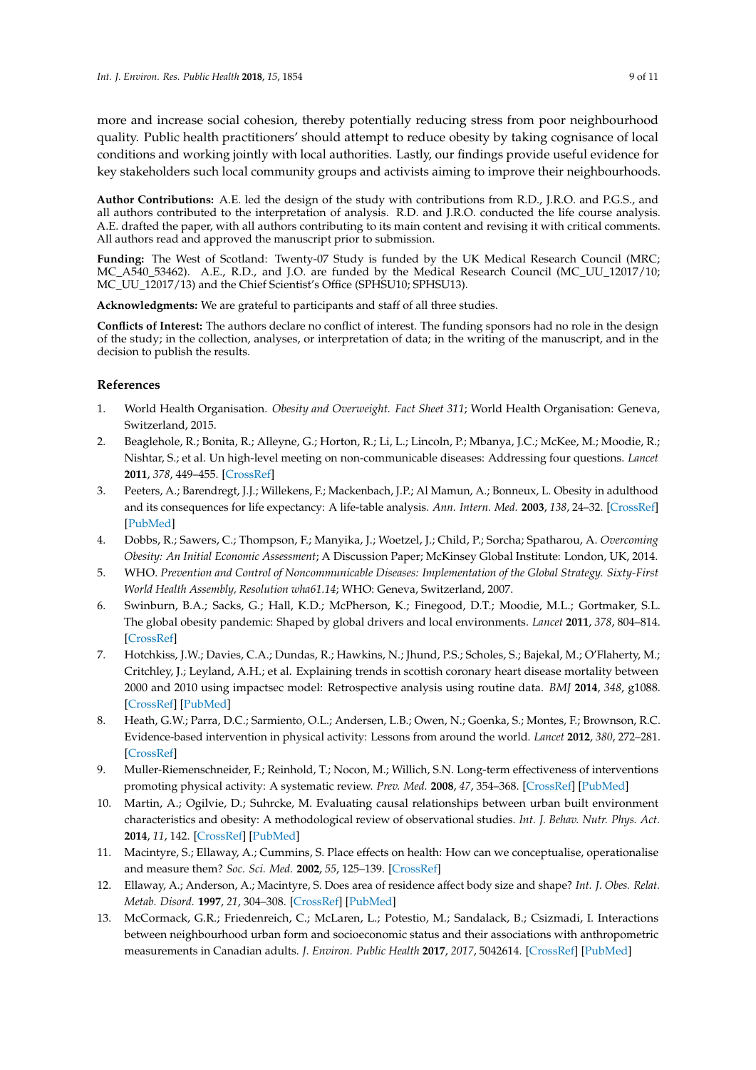more and increase social cohesion, thereby potentially reducing stress from poor neighbourhood quality. Public health practitioners' should attempt to reduce obesity by taking cognisance of local conditions and working jointly with local authorities. Lastly, our findings provide useful evidence for key stakeholders such local community groups and activists aiming to improve their neighbourhoods.

**Author Contributions:** A.E. led the design of the study with contributions from R.D., J.R.O. and P.G.S., and all authors contributed to the interpretation of analysis. R.D. and J.R.O. conducted the life course analysis. A.E. drafted the paper, with all authors contributing to its main content and revising it with critical comments. All authors read and approved the manuscript prior to submission.

**Funding:** The West of Scotland: Twenty-07 Study is funded by the UK Medical Research Council (MRC; MC_A540_53462). A.E., R.D., and J.O. are funded by the Medical Research Council (MC_UU_12017/10; MC_UU_12017/13) and the Chief Scientist's Office (SPHSU10; SPHSU13).

**Acknowledgments:** We are grateful to participants and staff of all three studies.

**Conflicts of Interest:** The authors declare no conflict of interest. The funding sponsors had no role in the design of the study; in the collection, analyses, or interpretation of data; in the writing of the manuscript, and in the decision to publish the results.

## References

1. World Health Organisation. *Obesity and Overweight. Fact Sheet 311*; World Health Organisation: Geneva, Switzerland, 2015.
2. Beaglehole, R.; Bonita, R.; Alleyne, G.; Horton, R.; Li, L.; Lincoln, P.; Mbanya, J.C.; McKee, M.; Moodie, R.; Nishtar, S.; et al. Un high-level meeting on non-communicable diseases: Addressing four questions. *Lancet* **2011**, *378*, 449–455. [CrossRef]
3. Peeters, A.; Barendregt, J.J.; Willekens, F.; Mackenbach, J.P.; Al Mamun, A.; Bonneux, L. Obesity in adulthood and its consequences for life expectancy: A life-table analysis. *Ann. Intern. Med.* **2003**, *138*, 24–32. [CrossRef] [PubMed]
4. Dobbs, R.; Sawers, C.; Thompson, F.; Manyika, J.; Woetzel, J.; Child, P.; Sorcha; Spatharou, A. *Overcoming Obesity: An Initial Economic Assessment*; A Discussion Paper; McKinsey Global Institute: London, UK, 2014.
5. WHO. *Prevention and Control of Noncommunicable Diseases: Implementation of the Global Strategy. Sixty-First World Health Assembly, Resolution wha61.14*; WHO: Geneva, Switzerland, 2007.
6. Swinburn, B.A.; Sacks, G.; Hall, K.D.; McPherson, K.; Finegood, D.T.; Moodie, M.L.; Gortmaker, S.L. The global obesity pandemic: Shaped by global drivers and local environments. *Lancet* **2011**, *378*, 804–814. [CrossRef]
7. Hotchkiss, J.W.; Davies, C.A.; Dundas, R.; Hawkins, N.; Jhund, P.S.; Scholes, S.; Bajekal, M.; O'Flaherty, M.; Critchley, J.; Leyland, A.H.; et al. Explaining trends in scottish coronary heart disease mortality between 2000 and 2010 using impactsec model: Retrospective analysis using routine data. *BMJ* **2014**, *348*, g1088. [CrossRef] [PubMed]
8. Heath, G.W.; Parra, D.C.; Sarmiento, O.L.; Andersen, L.B.; Owen, N.; Goenka, S.; Montes, F.; Brownson, R.C. Evidence-based intervention in physical activity: Lessons from around the world. *Lancet* **2012**, *380*, 272–281. [CrossRef]
9. Muller-Riemenschneider, F.; Reinhold, T.; Nocon, M.; Willich, S.N. Long-term effectiveness of interventions promoting physical activity: A systematic review. *Prev. Med.* **2008**, *47*, 354–368. [CrossRef] [PubMed]
10. Martin, A.; Ogilvie, D.; Suhrcke, M. Evaluating causal relationships between urban built environment characteristics and obesity: A methodological review of observational studies. *Int. J. Behav. Nutr. Phys. Act.* **2014**, *11*, 142. [CrossRef] [PubMed]
11. Macintyre, S.; Ellaway, A.; Cummins, S. Place effects on health: How can we conceptualise, operationalise and measure them? *Soc. Sci. Med.* **2002**, *55*, 125–139. [CrossRef]
12. Ellaway, A.; Anderson, A.; Macintyre, S. Does area of residence affect body size and shape? *Int. J. Obes. Relat. Metab. Disord.* **1997**, *21*, 304–308. [CrossRef] [PubMed]
13. McCormack, G.R.; Friedenreich, C.; McLaren, L.; Potestio, M.; Sandalack, B.; Csizmadi, I. Interactions between neighbourhood urban form and socioeconomic status and their associations with anthropometric measurements in Canadian adults. *J. Environ. Public Health* **2017**, *2017*, 5042614. [CrossRef] [PubMed]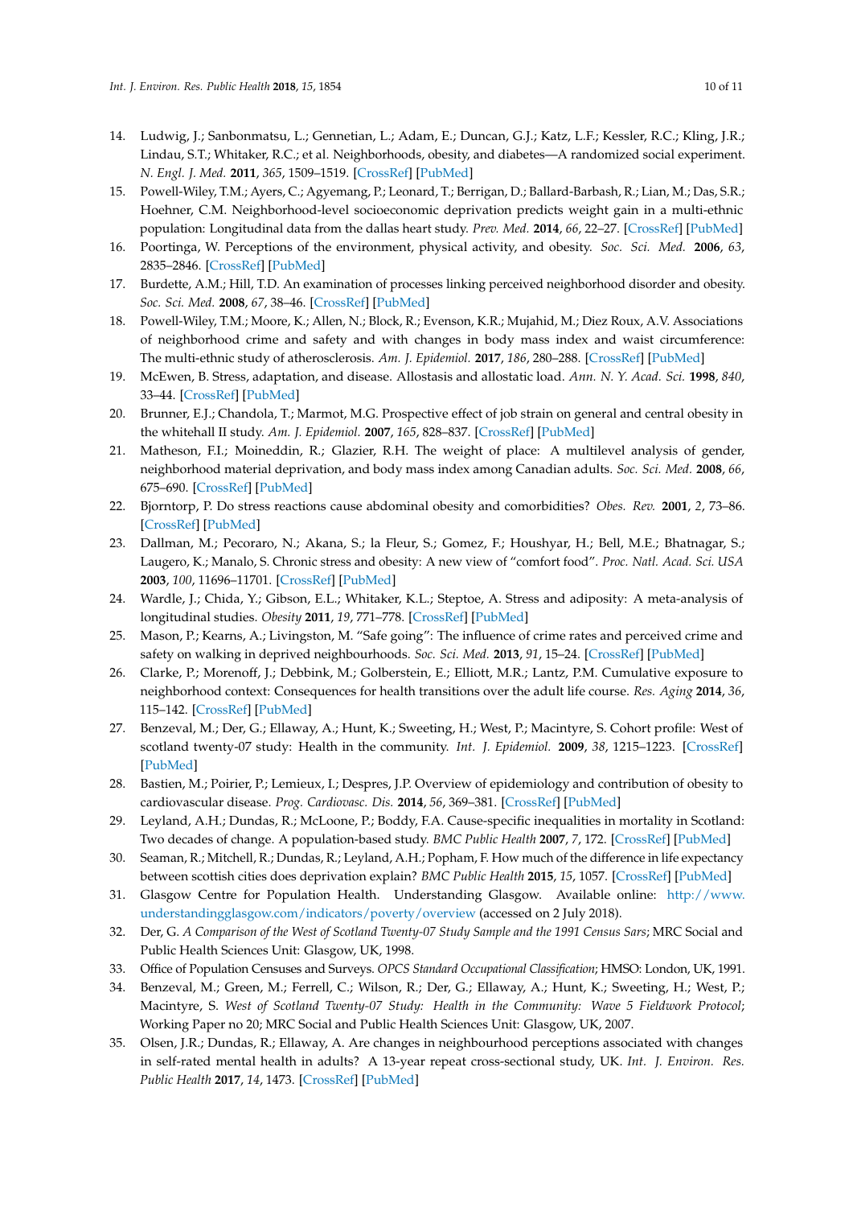14. Ludwig, J.; Sanbonmatsu, L.; Gennetian, L.; Adam, E.; Duncan, G.J.; Katz, L.F.; Kessler, R.C.; Kling, J.R.; Lindau, S.T.; Whitaker, R.C.; et al. Neighborhoods, obesity, and diabetes—A randomized social experiment. *N. Engl. J. Med.* **2011**, *365*, 1509–1519. [CrossRef] [PubMed]
15. Powell-Wiley, T.M.; Ayers, C.; Agyemang, P.; Leonard, T.; Berrigan, D.; Ballard-Barbash, R.; Lian, M.; Das, S.R.; Hoehner, C.M. Neighborhood-level socioeconomic deprivation predicts weight gain in a multi-ethnic population: Longitudinal data from the dallas heart study. *Prev. Med.* **2014**, *66*, 22–27. [CrossRef] [PubMed]
16. Poortinga, W. Perceptions of the environment, physical activity, and obesity. *Soc. Sci. Med.* **2006**, *63*, 2835–2846. [CrossRef] [PubMed]
17. Burdette, A.M.; Hill, T.D. An examination of processes linking perceived neighborhood disorder and obesity. *Soc. Sci. Med.* **2008**, *67*, 38–46. [CrossRef] [PubMed]
18. Powell-Wiley, T.M.; Moore, K.; Allen, N.; Block, R.; Evenson, K.R.; Mujahid, M.; Diez Roux, A.V. Associations of neighborhood crime and safety and with changes in body mass index and waist circumference: The multi-ethnic study of atherosclerosis. *Am. J. Epidemiol.* **2017**, *186*, 280–288. [CrossRef] [PubMed]
19. McEwen, B. Stress, adaptation, and disease. Allostasis and allostatic load. *Ann. N. Y. Acad. Sci.* **1998**, *840*, 33–44. [CrossRef] [PubMed]
20. Brunner, E.J.; Chandola, T.; Marmot, M.G. Prospective effect of job strain on general and central obesity in the whitehall II study. *Am. J. Epidemiol.* **2007**, *165*, 828–837. [CrossRef] [PubMed]
21. Matheson, F.I.; Moineddin, R.; Glazier, R.H. The weight of place: A multilevel analysis of gender, neighborhood material deprivation, and body mass index among Canadian adults. *Soc. Sci. Med.* **2008**, *66*, 675–690. [CrossRef] [PubMed]
22. Bjorntorp, P. Do stress reactions cause abdominal obesity and comorbidities? *Obes. Rev.* **2001**, *2*, 73–86. [CrossRef] [PubMed]
23. Dallman, M.; Pecoraro, N.; Akana, S.; la Fleur, S.; Gomez, F.; Houshyar, H.; Bell, M.E.; Bhatnagar, S.; Laugero, K.; Manalo, S. Chronic stress and obesity: A new view of "comfort food". *Proc. Natl. Acad. Sci. USA* **2003**, *100*, 11696–11701. [CrossRef] [PubMed]
24. Wardle, J.; Chida, Y.; Gibson, E.L.; Whitaker, K.L.; Steptoe, A. Stress and adiposity: A meta-analysis of longitudinal studies. *Obesity* **2011**, *19*, 771–778. [CrossRef] [PubMed]
25. Mason, P.; Kearns, A.; Livingston, M. "Safe going": The influence of crime rates and perceived crime and safety on walking in deprived neighbourhoods. *Soc. Sci. Med.* **2013**, *91*, 15–24. [CrossRef] [PubMed]
26. Clarke, P.; Morenoff, J.; Debbink, M.; Golberstein, E.; Elliott, M.R.; Lantz, P.M. Cumulative exposure to neighborhood context: Consequences for health transitions over the adult life course. *Res. Aging* **2014**, *36*, 115–142. [CrossRef] [PubMed]
27. Benzeval, M.; Der, G.; Ellaway, A.; Hunt, K.; Sweeting, H.; West, P.; Macintyre, S. Cohort profile: West of scotland twenty-07 study: Health in the community. *Int. J. Epidemiol.* **2009**, *38*, 1215–1223. [CrossRef] [PubMed]
28. Bastien, M.; Poirier, P.; Lemieux, I.; Despres, J.P. Overview of epidemiology and contribution of obesity to cardiovascular disease. *Prog. Cardiovasc. Dis.* **2014**, *56*, 369–381. [CrossRef] [PubMed]
29. Leyland, A.H.; Dundas, R.; McLoone, P.; Boddy, F.A. Cause-specific inequalities in mortality in Scotland: Two decades of change. A population-based study. *BMC Public Health* **2007**, *7*, 172. [CrossRef] [PubMed]
30. Seaman, R.; Mitchell, R.; Dundas, R.; Leyland, A.H.; Popham, F. How much of the difference in life expectancy between scottish cities does deprivation explain? *BMC Public Health* **2015**, *15*, 1057. [CrossRef] [PubMed]
31. Glasgow Centre for Population Health. Understanding Glasgow. Available online: http://www.understandingglasgow.com/indicators/poverty/overview (accessed on 2 July 2018).
32. Der, G. *A Comparison of the West of Scotland Twenty-07 Study Sample and the 1991 Census Sars*; MRC Social and Public Health Sciences Unit: Glasgow, UK, 1998.
33. Office of Population Censuses and Surveys. *OPCS Standard Occupational Classification*; HMSO: London, UK, 1991.
34. Benzeval, M.; Green, M.; Ferrell, C.; Wilson, R.; Der, G.; Ellaway, A.; Hunt, K.; Sweeting, H.; West, P.; Macintyre, S. *West of Scotland Twenty-07 Study: Health in the Community: Wave 5 Fieldwork Protocol*; Working Paper no 20; MRC Social and Public Health Sciences Unit: Glasgow, UK, 2007.
35. Olsen, J.R.; Dundas, R.; Ellaway, A. Are changes in neighbourhood perceptions associated with changes in self-rated mental health in adults? A 13-year repeat cross-sectional study, UK. *Int. J. Environ. Res. Public Health* **2017**, *14*, 1473. [CrossRef] [PubMed]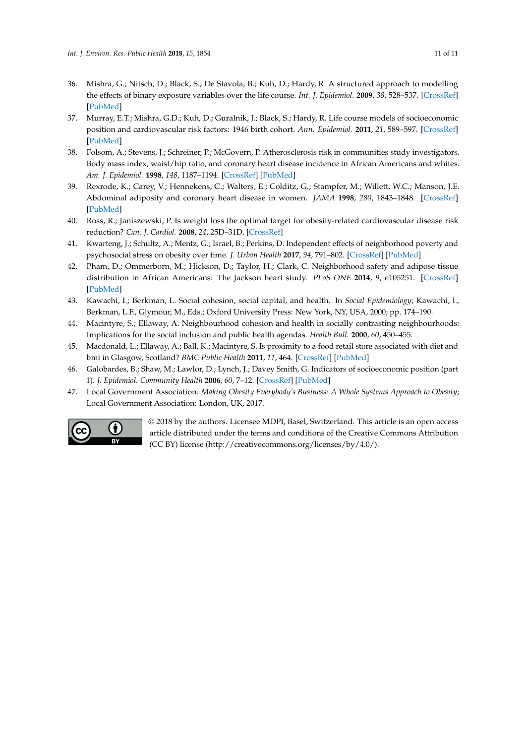36. Mishra, G.; Nitsch, D.; Black, S.; De Stavola, B.; Kuh, D.; Hardy, R. A structured approach to modelling the effects of binary exposure variables over the life course. *Int. J. Epidemiol.* **2009**, *38*, 528–537. [CrossRef] [PubMed]
37. Murray, E.T.; Mishra, G.D.; Kuh, D.; Guralnik, J.; Black, S.; Hardy, R. Life course models of socioeconomic position and cardiovascular risk factors: 1946 birth cohort. *Ann. Epidemiol.* **2011**, *21*, 589–597. [CrossRef] [PubMed]
38. Folsom, A.; Stevens, J.; Schreiner, P.; McGovern, P. Atherosclerosis risk in communities study investigators. Body mass index, waist/hip ratio, and coronary heart disease incidence in African Americans and whites. *Am. J. Epidemiol.* **1998**, *148*, 1187–1194. [CrossRef] [PubMed]
39. Rexrode, K.; Carey, V.; Hennekens, C.; Walters, E.; Colditz, G.; Stampfer, M.; Willett, W.C.; Manson, J.E. Abdominal adiposity and coronary heart disease in women. *JAMA* **1998**, *280*, 1843–1848. [CrossRef] [PubMed]
40. Ross, R.; Janiszewski, P. Is weight loss the optimal target for obesity-related cardiovascular disease risk reduction? *Can. J. Cardiol.* **2008**, *24*, 25D–31D. [CrossRef]
41. Kwarteng, J.; Schultz, A.; Mentz, G.; Israel, B.; Perkins, D. Independent effects of neighborhood poverty and psychosocial stress on obesity over time. *J. Urban Health* **2017**, *94*, 791–802. [CrossRef] [PubMed]
42. Pham, D.; Ommerborn, M.; Hickson, D.; Taylor, H.; Clark, C. Neighborhood safety and adipose tissue distribution in African Americans: The Jackson heart study. *PLoS ONE* **2014**, *9*, e105251. [CrossRef] [PubMed]
43. Kawachi, I.; Berkman, L. Social cohesion, social capital, and health. In *Social Epidemiology*; Kawachi, I., Berkman, L.F., Glymour, M., Eds.; Oxford University Press: New York, NY, USA, 2000; pp. 174–190.
44. Macintyre, S.; Ellaway, A. Neighbourhood cohesion and health in socially contrasting neighbourhoods: Implications for the social inclusion and public health agendas. *Health Bull.* **2000**, *60*, 450–455.
45. Macdonald, L.; Ellaway, A.; Ball, K.; Macintyre, S. Is proximity to a food retail store associated with diet and bmi in Glasgow, Scotland? *BMC Public Health* **2011**, *11*, 464. [CrossRef] [PubMed]
46. Galobardes, B.; Shaw, M.; Lawlor, D.; Lynch, J.; Davey Smith, G. Indicators of socioeconomic position (part 1). *J. Epidemiol. Community Health* **2006**, *60*, 7–12. [CrossRef] [PubMed]
47. Local Government Association. *Making Obesity Everybody's Business: A Whole Systems Approach to Obesity*; Local Government Association: London, UK, 2017.

© 2018 by the authors. Licensee MDPI, Basel, Switzerland. This article is an open access article distributed under the terms and conditions of the Creative Commons Attribution (CC BY) license (http://creativecommons.org/licenses/by/4.0/).